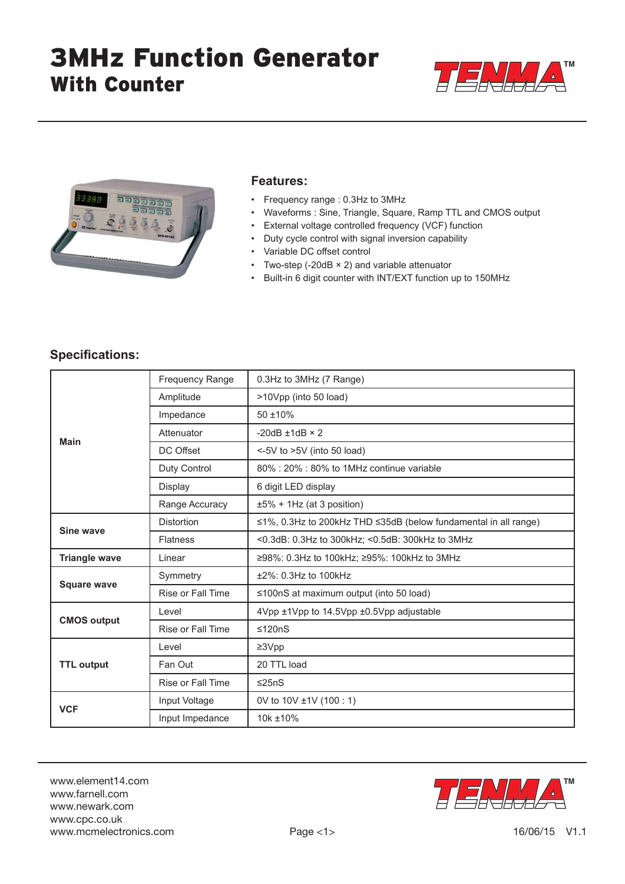# 3MHz Function Generator
## With Counter

### Features:

- Frequency range : 0.3Hz to 3MHz
- Waveforms : Sine, Triangle, Square, Ramp TTL and CMOS output
- External voltage controlled frequency (VCF) function
- Duty cycle control with signal inversion capability
- Variable DC offset control
- Two-step (-20dB × 2) and variable attenuator
- Built-in 6 digit counter with INT/EXT function up to 150MHz

### Specifications:

| | | |
|---|---|---|
| **Main** | Frequency Range | 0.3Hz to 3MHz (7 Range) |
| | Amplitude | >10Vpp (into 50 load) |
| | Impedance | 50 ±10% |
| | Attenuator | -20dB ±1dB × 2 |
| | DC Offset | <-5V to >5V (into 50 load) |
| | Duty Control | 80% : 20% : 80% to 1MHz continue variable |
| | Display | 6 digit LED display |
| | Range Accuracy | ±5% + 1Hz (at 3 position) |
| **Sine wave** | Distortion | ≤1%, 0.3Hz to 200kHz THD ≤35dB (below fundamental in all range) |
| | Flatness | <0.3dB: 0.3Hz to 300kHz; <0.5dB: 300kHz to 3MHz |
| **Triangle wave** | Linear | ≥98%: 0.3Hz to 100kHz; ≥95%: 100kHz to 3MHz |
| **Square wave** | Symmetry | ±2%: 0.3Hz to 100kHz |
| | Rise or Fall Time | ≤100nS at maximum output (into 50 load) |
| **CMOS output** | Level | 4Vpp ±1Vpp to 14.5Vpp ±0.5Vpp adjustable |
| | Rise or Fall Time | ≤120nS |
| **TTL output** | Level | ≥3Vpp |
| | Fan Out | 20 TTL load |
| | Rise or Fall Time | ≤25nS |
| **VCF** | Input Voltage | 0V to 10V ±1V (100 : 1) |
| | Input Impedance | 10k ±10% |

www.element14.com
www.farnell.com
www.newark.com
www.cpc.co.uk
www.mcmelectronics.com

16/06/15 V1.1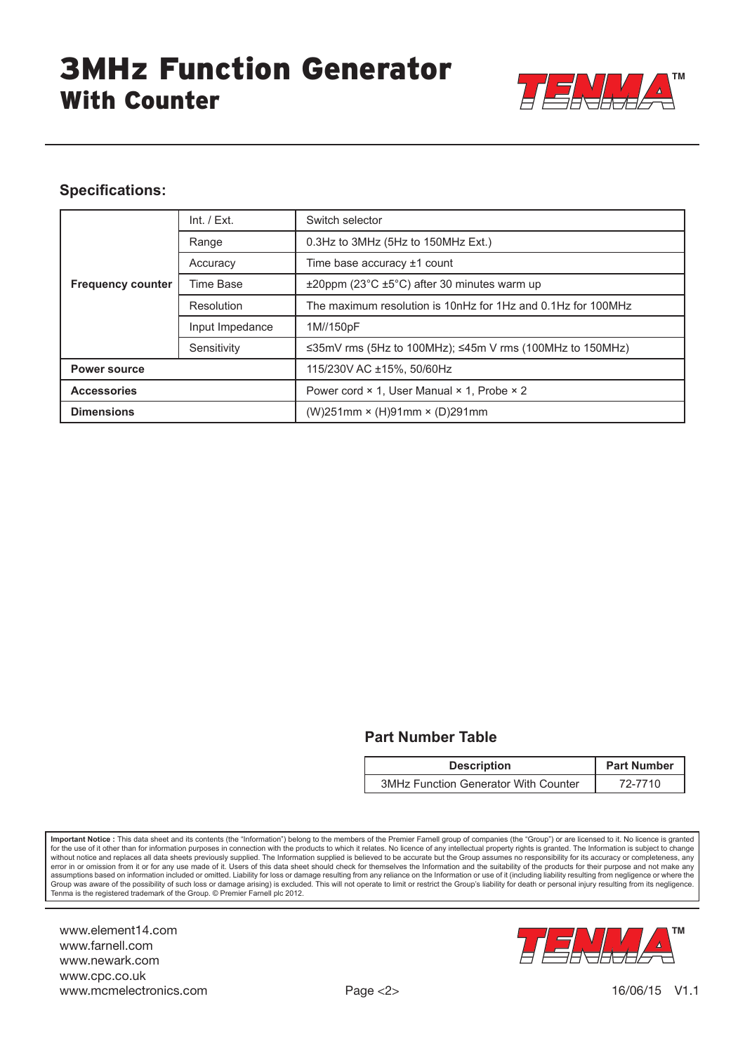# 3MHz Function Generator
## With Counter

### Specifications:

| | | |
|---|---|---|
| **Frequency counter** | Int. / Ext. | Switch selector |
| | Range | 0.3Hz to 3MHz (5Hz to 150MHz Ext.) |
| | Accuracy | Time base accuracy ±1 count |
| | Time Base | ±20ppm (23°C ±5°C) after 30 minutes warm up |
| | Resolution | The maximum resolution is 10nHz for 1Hz and 0.1Hz for 100MHz |
| | Input Impedance | 1M//150pF |
| | Sensitivity | ≤35mV rms (5Hz to 100MHz); ≤45m V rms (100MHz to 150MHz) |
| **Power source** | | 115/230V AC ±15%, 50/60Hz |
| **Accessories** | | Power cord × 1, User Manual × 1, Probe × 2 |
| **Dimensions** | | (W)251mm × (H)91mm × (D)291mm |

### Part Number Table

| Description | Part Number |
|---|---|
| 3MHz Function Generator With Counter | 72-7710 |

**Important Notice :** This data sheet and its contents (the "Information") belong to the members of the Premier Farnell group of companies (the "Group") or are licensed to it. No licence is granted for the use of it other than for information purposes in connection with the products to which it relates. No licence of any intellectual property rights is granted. The Information is subject to change without notice and replaces all data sheets previously supplied. The Information supplied is believed to be accurate but the Group assumes no responsibility for its accuracy or completeness, any error in or omission from it or for any use made of it. Users of this data sheet should check for themselves the Information and the suitability of the products for their purpose and not make any assumptions based on information included or omitted. Liability for loss or damage resulting from any reliance on the Information or use of it (including liability resulting from negligence or where the Group was aware of the possibility of such loss or damage arising) is excluded. This will not operate to limit or restrict the Group's liability for death or personal injury resulting from its negligence. Tenma is the registered trademark of the Group. © Premier Farnell plc 2012.

www.element14.com
www.farnell.com
www.newark.com
www.cpc.co.uk
www.mcmelectronics.com

16/06/15 V1.1